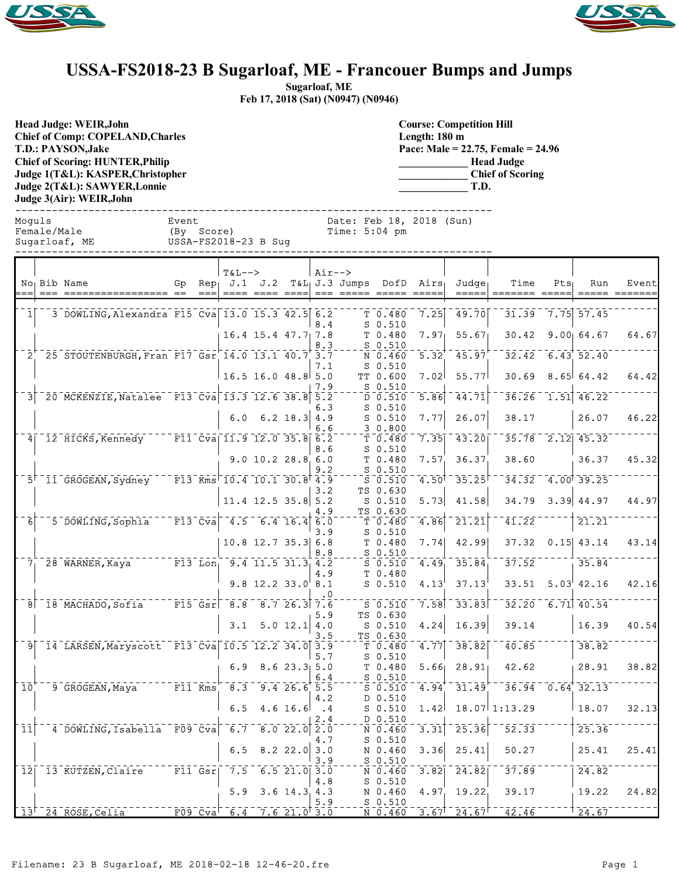# USSA-FS2018-23 B Sugarloaf, ME - Francouer Bumps and Jumps

**Sugarloaf, ME**
**Feb 17, 2018 (Sat) (N0947) (N0946)**

**Head Judge: WEIR,John**
**Chief of Comp: COPELAND,Charles**
**T.D.: PAYSON,Jake**
**Chief of Scoring: HUNTER,Philip**
**Judge 1(T&L): KASPER,Christopher**
**Judge 2(T&L): SAWYER,Lonnie**
**Judge 3(Air): WEIR,John**

**Course: Competition Hill**
**Length: 180 m**
**Pace: Male = 22.75, Female = 24.96**
_____________ **Head Judge**
_____________ **Chief of Scoring**
_____________ **T.D.**

Moguls — Event — Date: Feb 18, 2018 (Sun)
Female/Male — (By Score) — Time: 5:04 pm
Sugarloaf, ME — USSA-FS2018-23 B Sug

| No | Bib | Name | Gp | Rep | T&L J.1 | J.2 | T&L | Air J.3 | Jumps | DofD | Airs | Judge | Time | Pts | Run | Event |
|---|---|---|---|---|---|---|---|---|---|---|---|---|---|---|---|---|
| 1 | 3 | DOWLING,Alexandra | F15 | Cva | 13.0 | 15.3 | 42.5 | 6.2 | T | 0.480 | 7.25 | 49.70 | 31.39 | 7.75 | 57.45 | |
| | | | | | | | | 8.4 | S | 0.510 | | | | | | |
| | | | | | 16.4 | 15.4 | 47.7 | 7.8 | T | 0.480 | 7.97 | 55.67 | 30.42 | 9.00 | 64.67 | 64.67 |
| | | | | | | | | 8.3 | S | 0.510 | | | | | | |
| 2 | 25 | STOUTENBURGH,Fran | F17 | Gsr | 14.0 | 13.1 | 40.7 | 3.7 | N | 0.460 | 5.32 | 45.97 | 32.42 | 6.43 | 52.40 | |
| | | | | | | | | 7.1 | S | 0.510 | | | | | | |
| | | | | | 16.5 | 16.0 | 48.8 | 5.0 | TT | 0.600 | 7.02 | 55.77 | 30.69 | 8.65 | 64.42 | 64.42 |
| | | | | | | | | 7.9 | S | 0.510 | | | | | | |
| 3 | 20 | MCKENZIE,Natalee | F13 | Cva | 13.3 | 12.6 | 38.8 | 5.2 | D | 0.510 | 5.86 | 44.71 | 36.26 | 1.51 | 46.22 | |
| | | | | | | | | 6.3 | S | 0.510 | | | | | | |
| | | | | | 6.0 | 6.2 | 18.3 | 4.9 | S | 0.510 | 7.77 | 26.07 | 38.17 | | 26.07 | 46.22 |
| | | | | | | | | 6.6 | 3 | 0.800 | | | | | | |
| 4 | 12 | HICKS,Kennedy | F11 | Cva | 11.9 | 12.0 | 35.8 | 6.2 | T | 0.480 | 7.35 | 43.20 | 35.78 | 2.12 | 45.32 | |
| | | | | | | | | 8.6 | S | 0.510 | | | | | | |
| | | | | | 9.0 | 10.2 | 28.8 | 6.0 | T | 0.480 | 7.57 | 36.37 | 38.60 | | 36.37 | 45.32 |
| | | | | | | | | 9.2 | S | 0.510 | | | | | | |
| 5 | 11 | GROGEAN,Sydney | F13 | Kms | 10.4 | 10.1 | 30.8 | 4.9 | S | 0.510 | 4.50 | 35.25 | 34.32 | 4.00 | 39.25 | |
| | | | | | | | | 3.2 | TS | 0.630 | | | | | | |
| | | | | | 11.4 | 12.5 | 35.8 | 5.2 | S | 0.510 | 5.73 | 41.58 | 34.79 | 3.39 | 44.97 | 44.97 |
| | | | | | | | | 4.9 | TS | 0.630 | | | | | | |
| 6 | 5 | DOWLING,Sophia | F13 | Cva | 4.5 | 6.4 | 16.4 | 6.0 | T | 0.480 | 4.86 | 21.21 | 41.22 | | 21.21 | |
| | | | | | | | | 3.9 | S | 0.510 | | | | | | |
| | | | | | 10.8 | 12.7 | 35.3 | 6.8 | T | 0.480 | 7.74 | 42.99 | 37.32 | 0.15 | 43.14 | 43.14 |
| | | | | | | | | 8.8 | S | 0.510 | | | | | | |
| 7 | 28 | WARNER,Kaya | F13 | Lon | 9.4 | 11.5 | 31.3 | 4.2 | S | 0.510 | 4.49 | 35.84 | 37.52 | | 35.84 | |
| | | | | | | | | 4.9 | T | 0.480 | | | | | | |
| | | | | | 9.8 | 12.2 | 33.0 | 8.1 | S | 0.510 | 4.13 | 37.13 | 33.51 | 5.03 | 42.16 | 42.16 |
| | | | | | | | | .0 | | | | | | | | |
| 8 | 18 | MACHADO,Sofia | F15 | Gsr | 8.8 | 8.7 | 26.3 | 7.6 | S | 0.510 | 7.58 | 33.83 | 32.20 | 6.71 | 40.54 | |
| | | | | | | | | 5.9 | TS | 0.630 | | | | | | |
| | | | | | 3.1 | 5.0 | 12.1 | 4.0 | S | 0.510 | 4.24 | 16.39 | 39.14 | | 16.39 | 40.54 |
| | | | | | | | | 3.5 | TS | 0.630 | | | | | | |
| 9 | 14 | LARSEN,Maryscott | F13 | Cva | 10.5 | 12.2 | 34.0 | 3.9 | T | 0.480 | 4.77 | 38.82 | 40.85 | | 38.82 | |
| | | | | | | | | 5.7 | S | 0.510 | | | | | | |
| | | | | | 6.9 | 8.6 | 23.3 | 5.0 | T | 0.480 | 5.66 | 28.91 | 42.62 | | 28.91 | 38.82 |
| | | | | | | | | 6.4 | S | 0.510 | | | | | | |
| 10 | 9 | GROGEAN,Maya | F11 | Kms | 8.3 | 9.4 | 26.6 | 5.5 | S | 0.510 | 4.94 | 31.49 | 36.94 | 0.64 | 32.13 | |
| | | | | | | | | 4.2 | D | 0.510 | | | | | | |
| | | | | | 6.5 | 4.6 | 16.6 | .4 | S | 0.510 | 1.42 | 18.07 | 1:13.29 | | 18.07 | 32.13 |
| | | | | | | | | 2.4 | D | 0.510 | | | | | | |
| 11 | 4 | DOWLING,Isabella | F09 | Cva | 6.7 | 8.0 | 22.0 | 2.0 | N | 0.460 | 3.31 | 25.36 | 52.33 | | 25.36 | |
| | | | | | | | | 4.7 | S | 0.510 | | | | | | |
| | | | | | 6.5 | 8.2 | 22.0 | 3.0 | N | 0.460 | 3.36 | 25.41 | 50.27 | | 25.41 | 25.41 |
| | | | | | | | | 3.9 | S | 0.510 | | | | | | |
| 12 | 13 | KUTZEN,Claire | F11 | Gsr | 7.5 | 6.5 | 21.0 | 3.0 | N | 0.460 | 3.82 | 24.82 | 37.89 | | 24.82 | |
| | | | | | | | | 4.8 | S | 0.510 | | | | | | |
| | | | | | 5.9 | 3.6 | 14.3 | 4.3 | N | 0.460 | 4.97 | 19.22 | 39.17 | | 19.22 | 24.82 |
| | | | | | | | | 5.9 | S | 0.510 | | | | | | |
| 13 | 24 | ROSE,Celia | F09 | Cva | 6.4 | 7.6 | 21.0 | 3.0 | N | 0.460 | 3.67 | 24.67 | 42.46 | | 24.67 | |

Filename: 23 B Sugarloaf, ME 2018-02-18 12-46-20.fre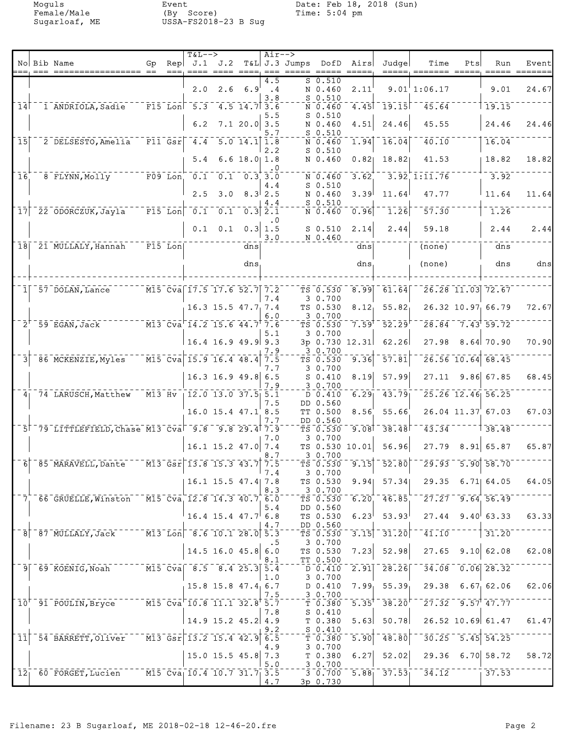Moguls
Female/Male
Sugarloaf, ME

Event
(By Score)
USSA-FS2018-23 B Sug

Date: Feb 18, 2018 (Sun)
Time: 5:04 pm

| No | Bib Name | Gp | Rep | T&L--> J.1 | J.2 | T&L | Air--> J.3 | Jumps | DofD | Airs | Judge | Time | Pts | Run | Event |
|---|---|---|---|---|---|---|---|---|---|---|---|---|---|---|---|
| | | | | | | | 4.5 | S | 0.510 | | | | | | |
| | | | | 2.0 | 2.6 | 6.9 | .4 | N | 0.460 | 2.11 | 9.01 | 1:06.17 | | 9.01 | 24.67 |
| | | | | | | | 3.8 | S | 0.510 | | | | | | |
| 14 | 1 ANDRIOLA, Sadie | F15 | Lon | 5.3 | 4.5 | 14.7 | 3.6 | N | 0.460 | 4.45 | 19.15 | 45.64 | | 19.15 | |
| | | | | | | | 5.5 | S | 0.510 | | | | | | |
| | | | | 6.2 | 7.1 | 20.0 | 3.5 | N | 0.460 | 4.51 | 24.46 | 45.55 | | 24.46 | 24.46 |
| | | | | | | | 5.7 | S | 0.510 | | | | | | |
| 15 | 2 DELSESTO, Amelia | F11 | Gsr | 4.4 | 5.0 | 14.1 | 1.8 | N | 0.460 | 1.94 | 16.04 | 40.10 | | 16.04 | |
| | | | | | | | 2.2 | S | 0.510 | | | | | | |
| | | | | 5.4 | 6.6 | 18.0 | 1.8 | N | 0.460 | 0.82 | 18.82 | 41.53 | | 18.82 | 18.82 |
| | | | | | | | .0 | | | | | | | | |
| 16 | 8 FLYNN, Molly | F09 | Lon | 0.1 | 0.1 | 0.3 | 3.0 | N | 0.460 | 3.62 | 3.92 | 1:11.76 | | 3.92 | |
| | | | | | | | 4.4 | S | 0.510 | | | | | | |
| | | | | 2.5 | 3.0 | 8.3 | 2.5 | N | 0.460 | 3.39 | 11.64 | 47.77 | | 11.64 | 11.64 |
| | | | | | | | 4.4 | S | 0.510 | | | | | | |
| 17 | 22 ODORCZUK, Jayla | F15 | Lon | 0.1 | 0.1 | 0.3 | 2.1 | N | 0.460 | 0.96 | 1.26 | 57.30 | | 1.26 | |
| | | | | | | | .0 | | | | | | | | |
| | | | | 0.1 | 0.1 | 0.3 | 1.5 | S | 0.510 | 2.14 | 2.44 | 59.18 | | 2.44 | 2.44 |
| | | | | | | | 3.0 | N | 0.460 | | | | | | |
| 18 | 21 MULLALY, Hannah | F15 | Lon | | | dns | | | | dns | | (none) | | dns | |
| | | | | | | dns | | | | dns | | (none) | | dns | dns |
| 1 | 57 DOLAN, Lance | M15 | Cva | 17.5 | 17.6 | 52.7 | 7.2 | TS | 0.530 | 8.99 | 61.64 | 26.28 | 11.03 | 72.67 | |
| | | | | | | | 7.4 | 3 | 0.700 | | | | | | |
| | | | | 16.3 | 15.5 | 47.7 | 7.4 | TS | 0.530 | 8.12 | 55.82 | 26.32 | 10.97 | 66.79 | 72.67 |
| | | | | | | | 6.0 | 3 | 0.700 | | | | | | |
| 2 | 59 EGAN, Jack | M13 | Cva | 14.2 | 15.6 | 44.7 | 7.6 | TS | 0.530 | 7.59 | 52.29 | 28.84 | 7.43 | 59.72 | |
| | | | | | | | 5.1 | 3 | 0.700 | | | | | | |
| | | | | 16.4 | 16.9 | 49.9 | 9.3 | 3p | 0.730 | 12.31 | 62.26 | 27.98 | 8.64 | 70.90 | 70.90 |
| | | | | | | | 7.9 | 3 | 0.700 | | | | | | |
| 3 | 86 MCKENZIE, Myles | M15 | Cva | 15.9 | 16.4 | 48.4 | 7.5 | TS | 0.530 | 9.36 | 57.81 | 26.56 | 10.64 | 68.45 | |
| | | | | | | | 7.7 | 3 | 0.700 | | | | | | |
| | | | | 16.3 | 16.9 | 49.8 | 6.5 | S | 0.410 | 8.19 | 57.99 | 27.11 | 9.86 | 67.85 | 68.45 |
| | | | | | | | 7.9 | 3 | 0.700 | | | | | | |
| 4 | 74 LARUSCH, Matthew | M13 | Hv | 12.0 | 13.0 | 37.5 | 5.1 | D | 0.410 | 6.29 | 43.79 | 25.26 | 12.46 | 56.25 | |
| | | | | | | | 7.5 | DD | 0.560 | | | | | | |
| | | | | 16.0 | 15.4 | 47.1 | 8.5 | TT | 0.500 | 8.56 | 55.66 | 26.04 | 11.37 | 67.03 | 67.03 |
| | | | | | | | 7.7 | DD | 0.560 | | | | | | |
| 5 | 79 LITTLEFIELD, Chase | M13 | Cva | 9.8 | 9.8 | 29.4 | 7.9 | TS | 0.530 | 9.08 | 38.48 | 43.34 | | 38.48 | |
| | | | | | | | 7.0 | 3 | 0.700 | | | | | | |
| | | | | 16.1 | 15.2 | 47.0 | 7.4 | TS | 0.530 | 10.01 | 56.96 | 27.79 | 8.91 | 65.87 | 65.87 |
| | | | | | | | 8.7 | 3 | 0.700 | | | | | | |
| 6 | 85 MARAVELL, Dante | M13 | Gsr | 13.8 | 15.3 | 43.7 | 7.5 | TS | 0.530 | 9.15 | 52.80 | 29.93 | 5.90 | 58.70 | |
| | | | | | | | 7.4 | 3 | 0.700 | | | | | | |
| | | | | 16.1 | 15.5 | 47.4 | 7.8 | TS | 0.530 | 9.94 | 57.34 | 29.35 | 6.71 | 64.05 | 64.05 |
| | | | | | | | 8.3 | 3 | 0.700 | | | | | | |
| 7 | 66 GRUELLE, Winston | M15 | Cva | 12.8 | 14.3 | 40.7 | 6.0 | TS | 0.530 | 6.20 | 46.85 | 27.27 | 9.64 | 56.49 | |
| | | | | | | | 5.4 | DD | 0.560 | | | | | | |
| | | | | 16.4 | 15.4 | 47.7 | 6.8 | TS | 0.530 | 6.23 | 53.93 | 27.44 | 9.40 | 63.33 | 63.33 |
| | | | | | | | 4.7 | DD | 0.560 | | | | | | |
| 8 | 87 MULLALY, Jack | M13 | Lon | 8.6 | 10.1 | 28.0 | 5.3 | TS | 0.530 | 3.15 | 31.20 | 41.10 | | 31.20 | |
| | | | | | | | .5 | 3 | 0.700 | | | | | | |
| | | | | 14.5 | 16.0 | 45.8 | 6.0 | TS | 0.530 | 7.23 | 52.98 | 27.65 | 9.10 | 62.08 | 62.08 |
| | | | | | | | 8.1 | TT | 0.500 | | | | | | |
| 9 | 69 KOENIG, Noah | M15 | Cva | 8.5 | 8.4 | 25.3 | 5.4 | D | 0.410 | 2.91 | 28.26 | 34.08 | 0.06 | 28.32 | |
| | | | | | | | 1.0 | 3 | 0.700 | | | | | | |
| | | | | 15.8 | 15.8 | 47.4 | 6.7 | D | 0.410 | 7.99 | 55.39 | 29.38 | 6.67 | 62.06 | 62.06 |
| | | | | | | | 7.5 | 3 | 0.700 | | | | | | |
| 10 | 91 POULIN, Bryce | M15 | Cva | 10.8 | 11.1 | 32.8 | 5.7 | T | 0.380 | 5.35 | 38.20 | 27.32 | 9.57 | 47.77 | |
| | | | | | | | 7.8 | S | 0.410 | | | | | | |
| | | | | 14.9 | 15.2 | 45.2 | 4.9 | T | 0.380 | 5.63 | 50.78 | 26.52 | 10.69 | 61.47 | 61.47 |
| | | | | | | | 9.2 | S | 0.410 | | | | | | |
| 11 | 54 BARRETT, Oliver | M13 | Gsr | 13.2 | 15.4 | 42.9 | 6.5 | T | 0.380 | 5.90 | 48.80 | 30.25 | 5.45 | 54.25 | |
| | | | | | | | 4.9 | 3 | 0.700 | | | | | | |
| | | | | 15.0 | 15.5 | 45.8 | 7.3 | T | 0.380 | 6.27 | 52.02 | 29.36 | 6.70 | 58.72 | 58.72 |
| | | | | | | | 5.0 | 3 | 0.700 | | | | | | |
| 12 | 60 FORGET, Lucien | M15 | Cva | 10.4 | 10.7 | 31.7 | 3.5 | 3 | 0.700 | 5.88 | 37.53 | 34.12 | | 37.53 | |
| | | | | | | | 4.7 | 3p | 0.730 | | | | | | |

Filename: 23 B Sugarloaf, ME 2018-02-18 12-46-20.fre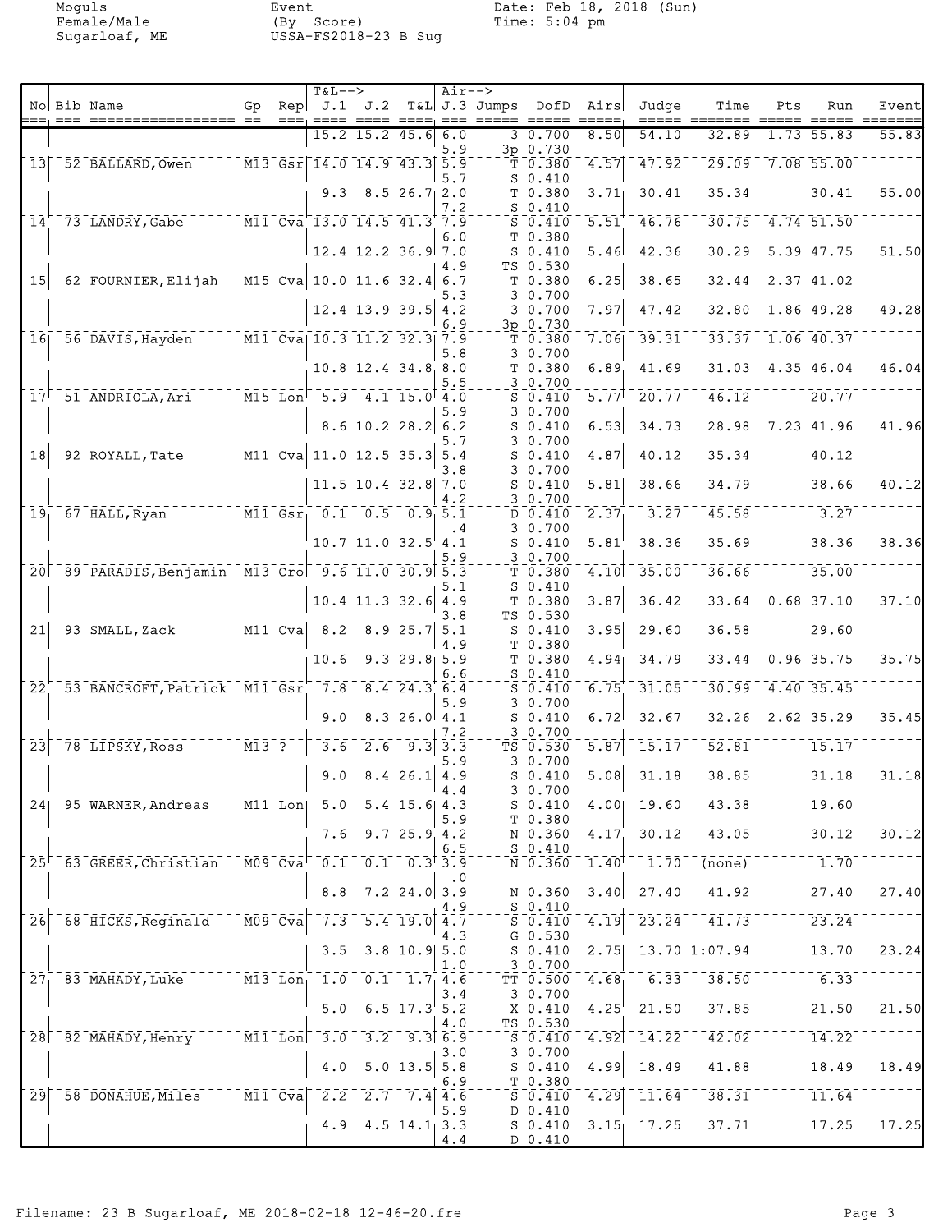Moguls
Female/Male
Sugarloaf, ME

Event
(By Score)
USSA-FS2018-23 B Sug

Date: Feb 18, 2018 (Sun)
Time: 5:04 pm

| No | Bib | Name | Gp | Rep | J.1 | J.2 | T&L | J.3 | Jumps | DofD | Airs | Judge | Time | Pts | Run | Event |
|---|---|---|---|---|---|---|---|---|---|---|---|---|---|---|---|---|
| | | | | | 15.2 | 15.2 | 45.6 | 6.0 | 3 | 0.700 | 8.50 | 54.10 | 32.89 | 1.73 | 55.83 | 55.83 |
| | | | | | | | | 5.9 | 3p | 0.730 | | | | | | |
| 13 | 52 | BALLARD, Owen | M13 | Gsr | 14.0 | 14.9 | 43.3 | 5.9 | T | 0.380 | 4.57 | 47.92 | 29.09 | 7.08 | 55.00 | |
| | | | | | | | | 5.7 | S | 0.410 | | | | | | |
| | | | | | 9.3 | 8.5 | 26.7 | 2.0 | T | 0.380 | 3.71 | 30.41 | 35.34 | | 30.41 | 55.00 |
| | | | | | | | | 7.2 | S | 0.410 | | | | | | |
| 14 | 73 | LANDRY, Gabe | M11 | Cva | 13.0 | 14.5 | 41.3 | 7.9 | S | 0.410 | 5.51 | 46.76 | 30.75 | 4.74 | 51.50 | |
| | | | | | | | | 6.0 | T | 0.380 | | | | | | |
| | | | | | 12.4 | 12.2 | 36.9 | 7.0 | S | 0.410 | 5.46 | 42.36 | 30.29 | 5.39 | 47.75 | 51.50 |
| | | | | | | | | 4.9 | TS | 0.530 | | | | | | |
| 15 | 62 | FOURNIER, Elijah | M15 | Cva | 10.0 | 11.6 | 32.4 | 6.7 | T | 0.380 | 6.25 | 38.65 | 32.44 | 2.37 | 41.02 | |
| | | | | | | | | 5.3 | 3 | 0.700 | | | | | | |
| | | | | | 12.4 | 13.9 | 39.5 | 4.2 | 3 | 0.700 | 7.97 | 47.42 | 32.80 | 1.86 | 49.28 | 49.28 |
| | | | | | | | | 6.9 | 3p | 0.730 | | | | | | |
| 16 | 56 | DAVIS, Hayden | M11 | Cva | 10.3 | 11.2 | 32.3 | 7.9 | T | 0.380 | 7.06 | 39.31 | 33.37 | 1.06 | 40.37 | |
| | | | | | | | | 5.8 | 3 | 0.700 | | | | | | |
| | | | | | 10.8 | 12.4 | 34.8 | 8.0 | T | 0.380 | 6.89 | 41.69 | 31.03 | 4.35 | 46.04 | 46.04 |
| | | | | | | | | 5.5 | 3 | 0.700 | | | | | | |
| 17 | 51 | ANDRIOLA, Ari | M15 | Lon | 5.9 | 4.1 | 15.0 | 4.0 | S | 0.410 | 5.77 | 20.77 | 46.12 | | 20.77 | |
| | | | | | | | | 5.9 | 3 | 0.700 | | | | | | |
| | | | | | 8.6 | 10.2 | 28.2 | 6.2 | S | 0.410 | 6.53 | 34.73 | 28.98 | 7.23 | 41.96 | 41.96 |
| | | | | | | | | 5.7 | 3 | 0.700 | | | | | | |
| 18 | 92 | ROYALL, Tate | M11 | Cva | 11.0 | 12.5 | 35.3 | 5.4 | S | 0.410 | 4.87 | 40.12 | 35.34 | | 40.12 | |
| | | | | | | | | 3.8 | 3 | 0.700 | | | | | | |
| | | | | | 11.5 | 10.4 | 32.8 | 7.0 | S | 0.410 | 5.81 | 38.66 | 34.79 | | 38.66 | 40.12 |
| | | | | | | | | 4.2 | 3 | 0.700 | | | | | | |
| 19 | 67 | HALL, Ryan | M11 | Gsr | 0.1 | 0.5 | 0.9 | 5.1 | D | 0.410 | 2.37 | 3.27 | 45.58 | | 3.27 | |
| | | | | | | | | .4 | 3 | 0.700 | | | | | | |
| | | | | | 10.7 | 11.0 | 32.5 | 4.1 | S | 0.410 | 5.81 | 38.36 | 35.69 | | 38.36 | 38.36 |
| | | | | | | | | 5.9 | 3 | 0.700 | | | | | | |
| 20 | 89 | PARADIS, Benjamin | M13 | Cro | 9.6 | 11.0 | 30.9 | 5.3 | T | 0.380 | 4.10 | 35.00 | 36.66 | | 35.00 | |
| | | | | | | | | 5.1 | S | 0.410 | | | | | | |
| | | | | | 10.4 | 11.3 | 32.6 | 4.9 | T | 0.380 | 3.87 | 36.42 | 33.64 | 0.68 | 37.10 | 37.10 |
| | | | | | | | | 3.8 | TS | 0.530 | | | | | | |
| 21 | 93 | SMALL, Zack | M11 | Cva | 8.2 | 8.9 | 25.7 | 5.1 | S | 0.410 | 3.95 | 29.60 | 36.58 | | 29.60 | |
| | | | | | | | | 4.9 | T | 0.380 | | | | | | |
| | | | | | 10.6 | 9.3 | 29.8 | 5.9 | T | 0.380 | 4.94 | 34.79 | 33.44 | 0.96 | 35.75 | 35.75 |
| | | | | | | | | 6.6 | S | 0.410 | | | | | | |
| 22 | 53 | BANCROFT, Patrick | M11 | Gsr | 7.8 | 8.4 | 24.3 | 6.4 | S | 0.410 | 6.75 | 31.05 | 30.99 | 4.40 | 35.45 | |
| | | | | | | | | 5.9 | 3 | 0.700 | | | | | | |
| | | | | | 9.0 | 8.3 | 26.0 | 4.1 | S | 0.410 | 6.72 | 32.67 | 32.26 | 2.62 | 35.29 | 35.45 |
| | | | | | | | | 7.2 | 3 | 0.700 | | | | | | |
| 23 | 78 | LIPSKY, Ross | M13 | ? | 3.6 | 2.6 | 9.3 | 3.3 | TS | 0.530 | 5.87 | 15.17 | 52.81 | | 15.17 | |
| | | | | | | | | 5.9 | 3 | 0.700 | | | | | | |
| | | | | | 9.0 | 8.4 | 26.1 | 4.9 | S | 0.410 | 5.08 | 31.18 | 38.85 | | 31.18 | 31.18 |
| | | | | | | | | 4.4 | 3 | 0.700 | | | | | | |
| 24 | 95 | WARNER, Andreas | M11 | Lon | 5.0 | 5.4 | 15.6 | 4.3 | S | 0.410 | 4.00 | 19.60 | 43.38 | | 19.60 | |
| | | | | | | | | 5.9 | T | 0.380 | | | | | | |
| | | | | | 7.6 | 9.7 | 25.9 | 4.2 | N | 0.360 | 4.17 | 30.12 | 43.05 | | 30.12 | 30.12 |
| | | | | | | | | 6.5 | S | 0.410 | | | | | | |
| 25 | 63 | GREER, Christian | M09 | Cva | 0.1 | 0.1 | 0.3 | 3.9 | N | 0.360 | 1.40 | 1.70 | (none) | | 1.70 | |
| | | | | | | | | .0 | | | | | | | | |
| | | | | | 8.8 | 7.2 | 24.0 | 3.9 | N | 0.360 | 3.40 | 27.40 | 41.92 | | 27.40 | 27.40 |
| | | | | | | | | 4.9 | S | 0.410 | | | | | | |
| 26 | 68 | HICKS, Reginald | M09 | Cva | 7.3 | 5.4 | 19.0 | 4.7 | S | 0.410 | 4.19 | 23.24 | 41.73 | | 23.24 | |
| | | | | | | | | 4.3 | G | 0.530 | | | | | | |
| | | | | | 3.5 | 3.8 | 10.9 | 5.0 | S | 0.410 | 2.75 | 13.70 | 1:07.94 | | 13.70 | 23.24 |
| | | | | | | | | 1.0 | 3 | 0.700 | | | | | | |
| 27 | 83 | MAHADY, Luke | M13 | Lon | 1.0 | 0.1 | 1.7 | 4.6 | TT | 0.500 | 4.68 | 6.33 | 38.50 | | 6.33 | |
| | | | | | | | | 3.4 | 3 | 0.700 | | | | | | |
| | | | | | 5.0 | 6.5 | 17.3 | 5.2 | X | 0.410 | 4.25 | 21.50 | 37.85 | | 21.50 | 21.50 |
| | | | | | | | | 4.0 | TS | 0.530 | | | | | | |
| 28 | 82 | MAHADY, Henry | M11 | Lon | 3.0 | 3.2 | 9.3 | 6.9 | S | 0.410 | 4.92 | 14.22 | 42.02 | | 14.22 | |
| | | | | | | | | 3.0 | 3 | 0.700 | | | | | | |
| | | | | | 4.0 | 5.0 | 13.5 | 5.8 | S | 0.410 | 4.99 | 18.49 | 41.88 | | 18.49 | 18.49 |
| | | | | | | | | 6.9 | T | 0.380 | | | | | | |
| 29 | 58 | DONAHUE, Miles | M11 | Cva | 2.2 | 2.7 | 7.4 | 4.6 | S | 0.410 | 4.29 | 11.64 | 38.31 | | 11.64 | |
| | | | | | | | | 5.9 | D | 0.410 | | | | | | |
| | | | | | 4.9 | 4.5 | 14.1 | 3.3 | S | 0.410 | 3.15 | 17.25 | 37.71 | | 17.25 | 17.25 |
| | | | | | | | | 4.4 | D | 0.410 | | | | | | |

Filename: 23 B Sugarloaf, ME 2018-02-18 12-46-20.fre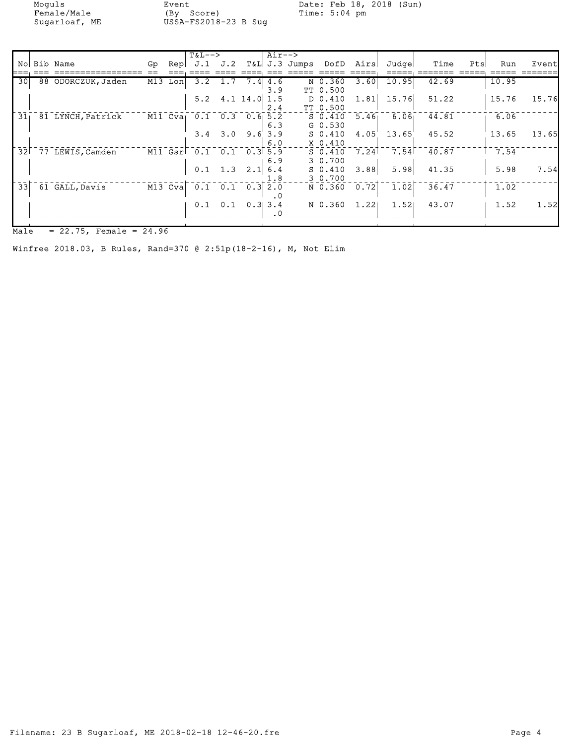Moguls Female/Male Sugarloaf, ME

Event (By Score) USSA-FS2018-23 B Sug

Date: Feb 18, 2018 (Sun) Time: 5:04 pm

| No | Bib | Name | Gp | Rep | T&L--> J.1 | J.2 | T&L | Air--> J.3 | Jumps | DofD | Airs | Judge | Time | Pts | Run | Event |
|---|---|---|---|---|---|---|---|---|---|---|---|---|---|---|---|---|
| 30 | 88 | ODORCZUK,Jaden | M13 | Lon | 3.2 | 1.7 | 7.4 | 4.6 | N | 0.360 | 3.60 | 10.95 | 42.69 | | 10.95 | |
| | | | | | | | | 3.9 | TT | 0.500 | | | | | | |
| | | | | | 5.2 | 4.1 | 14.0 | 1.5 | D | 0.410 | 1.81 | 15.76 | 51.22 | | 15.76 | 15.76 |
| | | | | | | | | 2.4 | TT | 0.500 | | | | | | |
| 31 | 81 | LYNCH,Patrick | M11 | Cva | 0.1 | 0.3 | 0.6 | 5.2 | S | 0.410 | 5.46 | 6.06 | 44.81 | | 6.06 | |
| | | | | | | | | 6.3 | G | 0.530 | | | | | | |
| | | | | | 3.4 | 3.0 | 9.6 | 3.9 | S | 0.410 | 4.05 | 13.65 | 45.52 | | 13.65 | 13.65 |
| | | | | | | | | 6.0 | X | 0.410 | | | | | | |
| 32 | 77 | LEWIS,Camden | M11 | Gsr | 0.1 | 0.1 | 0.3 | 5.9 | S | 0.410 | 7.24 | 7.54 | 40.87 | | 7.54 | |
| | | | | | | | | 6.9 | 3 | 0.700 | | | | | | |
| | | | | | 0.1 | 1.3 | 2.1 | 6.4 | S | 0.410 | 3.88 | 5.98 | 41.35 | | 5.98 | 7.54 |
| | | | | | | | | 1.8 | 3 | 0.700 | | | | | | |
| 33 | 61 | GALL,Davis | M13 | Cva | 0.1 | 0.1 | 0.3 | 2.0 | N | 0.360 | 0.72 | 1.02 | 36.47 | | 1.02 | |
| | | | | | | | | .0 | | | | | | | | |
| | | | | | 0.1 | 0.1 | 0.3 | 3.4 | N | 0.360 | 1.22 | 1.52 | 43.07 | | 1.52 | 1.52 |
| | | | | | | | | .0 | | | | | | | | |

Male = 22.75, Female = 24.96

Winfree 2018.03, B Rules, Rand=370 @ 2:51p(18-2-16), M, Not Elim

Filename: 23 B Sugarloaf, ME 2018-02-18 12-46-20.fre